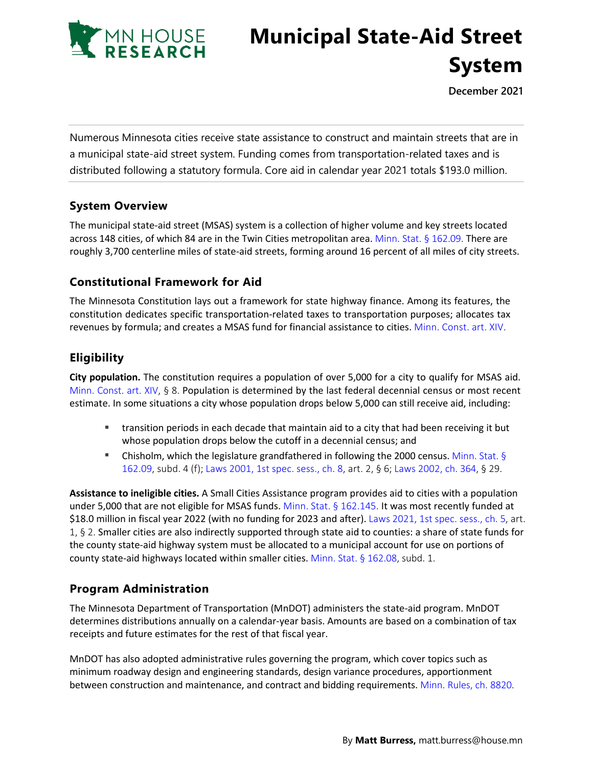MN HOUSE RESEARCH

# Municipal State-Aid Street System

**December 2021**

Numerous Minnesota cities receive state assistance to construct and maintain streets that are in a municipal state-aid street system. Funding comes from transportation-related taxes and is distributed following a statutory formula. Core aid in calendar year 2021 totals $193.0 million.

## System Overview

The municipal state-aid street (MSAS) system is a collection of higher volume and key streets located across 148 cities, of which 84 are in the Twin Cities metropolitan area. Minn. Stat. § 162.09. There are roughly 3,700 centerline miles of state-aid streets, forming around 16 percent of all miles of city streets.

## Constitutional Framework for Aid

The Minnesota Constitution lays out a framework for state highway finance. Among its features, the constitution dedicates specific transportation-related taxes to transportation purposes; allocates tax revenues by formula; and creates a MSAS fund for financial assistance to cities. Minn. Const. art. XIV.

## Eligibility

**City population.** The constitution requires a population of over 5,000 for a city to qualify for MSAS aid. Minn. Const. art. XIV, § 8. Population is determined by the last federal decennial census or most recent estimate. In some situations a city whose population drops below 5,000 can still receive aid, including:

- transition periods in each decade that maintain aid to a city that had been receiving it but whose population drops below the cutoff in a decennial census; and
- Chisholm, which the legislature grandfathered in following the 2000 census. Minn. Stat. § 162.09, subd. 4 (f); Laws 2001, 1st spec. sess., ch. 8, art. 2, § 6; Laws 2002, ch. 364, § 29.

**Assistance to ineligible cities.** A Small Cities Assistance program provides aid to cities with a population under 5,000 that are not eligible for MSAS funds. Minn. Stat. § 162.145. It was most recently funded at $18.0 million in fiscal year 2022 (with no funding for 2023 and after). Laws 2021, 1st spec. sess., ch. 5, art. 1, § 2. Smaller cities are also indirectly supported through state aid to counties: a share of state funds for the county state-aid highway system must be allocated to a municipal account for use on portions of county state-aid highways located within smaller cities. Minn. Stat. § 162.08, subd. 1.

## Program Administration

The Minnesota Department of Transportation (MnDOT) administers the state-aid program. MnDOT determines distributions annually on a calendar-year basis. Amounts are based on a combination of tax receipts and future estimates for the rest of that fiscal year.

MnDOT has also adopted administrative rules governing the program, which cover topics such as minimum roadway design and engineering standards, design variance procedures, apportionment between construction and maintenance, and contract and bidding requirements. Minn. Rules, ch. 8820.

By **Matt Burress,** matt.burress@house.mn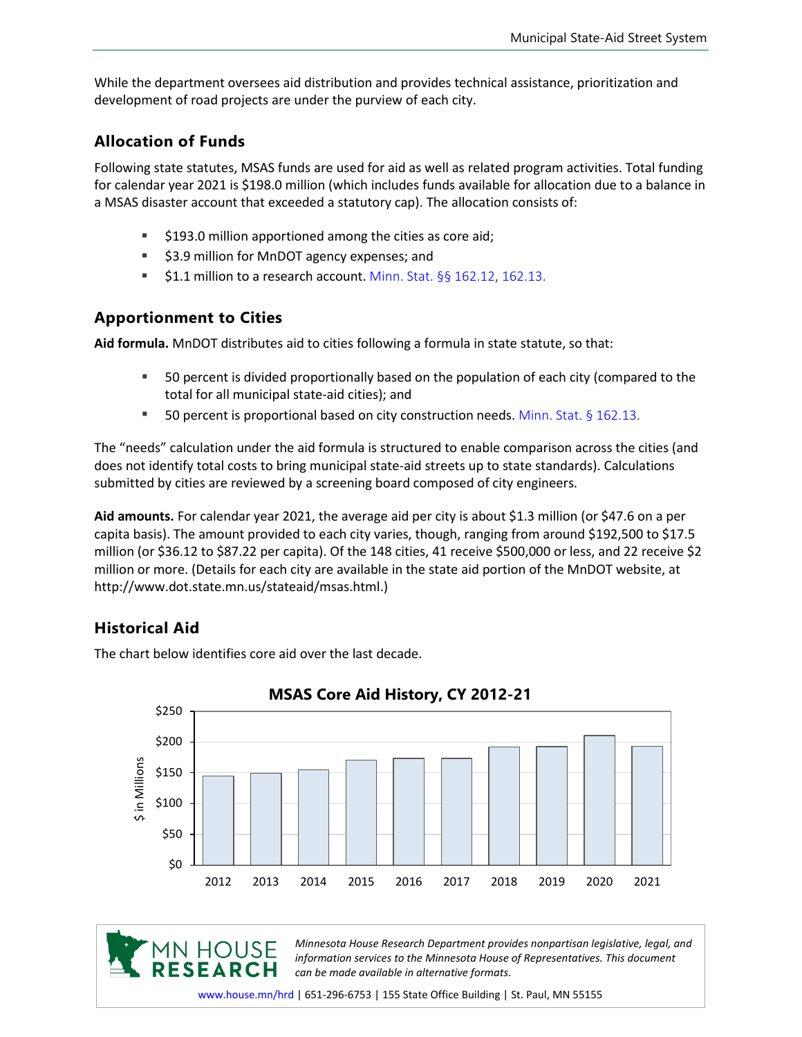While the department oversees aid distribution and provides technical assistance, prioritization and development of road projects are under the purview of each city.

## Allocation of Funds

Following state statutes, MSAS funds are used for aid as well as related program activities. Total funding for calendar year 2021 is $198.0 million (which includes funds available for allocation due to a balance in a MSAS disaster account that exceeded a statutory cap). The allocation consists of:

- $193.0 million apportioned among the cities as core aid;
- $3.9 million for MnDOT agency expenses; and
- $1.1 million to a research account. Minn. Stat. §§ 162.12, 162.13.

## Apportionment to Cities

**Aid formula.** MnDOT distributes aid to cities following a formula in state statute, so that:

- 50 percent is divided proportionally based on the population of each city (compared to the total for all municipal state-aid cities); and
- 50 percent is proportional based on city construction needs. Minn. Stat. § 162.13.

The "needs" calculation under the aid formula is structured to enable comparison across the cities (and does not identify total costs to bring municipal state-aid streets up to state standards). Calculations submitted by cities are reviewed by a screening board composed of city engineers.

**Aid amounts.** For calendar year 2021, the average aid per city is about $1.3 million (or $47.6 on a per capita basis). The amount provided to each city varies, though, ranging from around $192,500 to $17.5 million (or $36.12 to $87.22 per capita). Of the 148 cities, 41 receive $500,000 or less, and 22 receive $2 million or more. (Details for each city are available in the state aid portion of the MnDOT website, at http://www.dot.state.mn.us/stateaid/msas.html.)

## Historical Aid

The chart below identifies core aid over the last decade.

**MSAS Core Aid History, CY 2012-21**

$ in Millions

$250
$200
$150
$100
$50
$0

2012 2013 2014 2015 2016 2017 2018 2019 2020 2021

*Minnesota House Research Department provides nonpartisan legislative, legal, and information services to the Minnesota House of Representatives. This document can be made available in alternative formats.*

www.house.mn/hrd | 651-296-6753 | 155 State Office Building | St. Paul, MN 55155